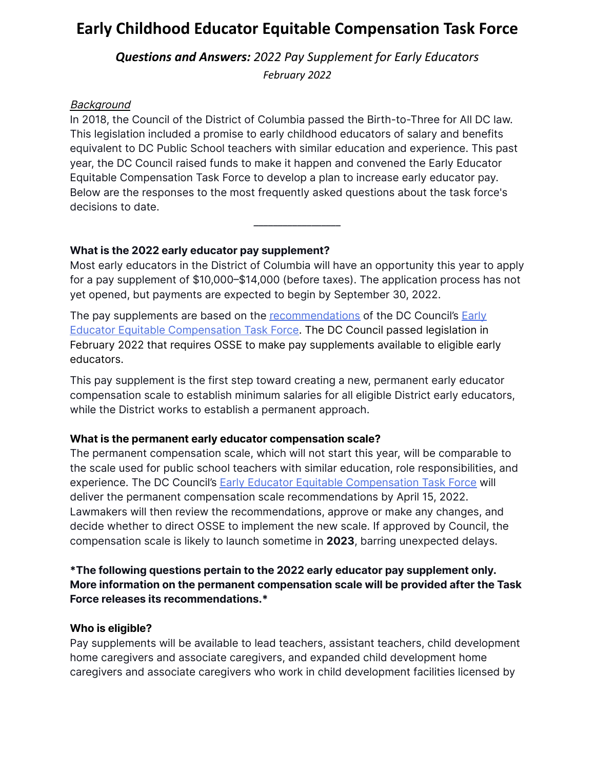# Early Childhood Educator Equitable Compensation Task Force

***Questions and Answers:*** *2022 Pay Supplement for Early Educators*

*February 2022*

*Background*

In 2018, the Council of the District of Columbia passed the Birth-to-Three for All DC law. This legislation included a promise to early childhood educators of salary and benefits equivalent to DC Public School teachers with similar education and experience. This past year, the DC Council raised funds to make it happen and convened the Early Educator Equitable Compensation Task Force to develop a plan to increase early educator pay. Below are the responses to the most frequently asked questions about the task force's decisions to date.

---

**What is the 2022 early educator pay supplement?**

Most early educators in the District of Columbia will have an opportunity this year to apply for a pay supplement of $10,000–$14,000 (before taxes). The application process has not yet opened, but payments are expected to begin by September 30, 2022.

The pay supplements are based on the recommendations of the DC Council's Early Educator Equitable Compensation Task Force. The DC Council passed legislation in February 2022 that requires OSSE to make pay supplements available to eligible early educators.

This pay supplement is the first step toward creating a new, permanent early educator compensation scale to establish minimum salaries for all eligible District early educators, while the District works to establish a permanent approach.

**What is the permanent early educator compensation scale?**

The permanent compensation scale, which will not start this year, will be comparable to the scale used for public school teachers with similar education, role responsibilities, and experience. The DC Council's Early Educator Equitable Compensation Task Force will deliver the permanent compensation scale recommendations by April 15, 2022. Lawmakers will then review the recommendations, approve or make any changes, and decide whether to direct OSSE to implement the new scale. If approved by Council, the compensation scale is likely to launch sometime in **2023**, barring unexpected delays.

**\*The following questions pertain to the 2022 early educator pay supplement only. More information on the permanent compensation scale will be provided after the Task Force releases its recommendations.\***

**Who is eligible?**

Pay supplements will be available to lead teachers, assistant teachers, child development home caregivers and associate caregivers, and expanded child development home caregivers and associate caregivers who work in child development facilities licensed by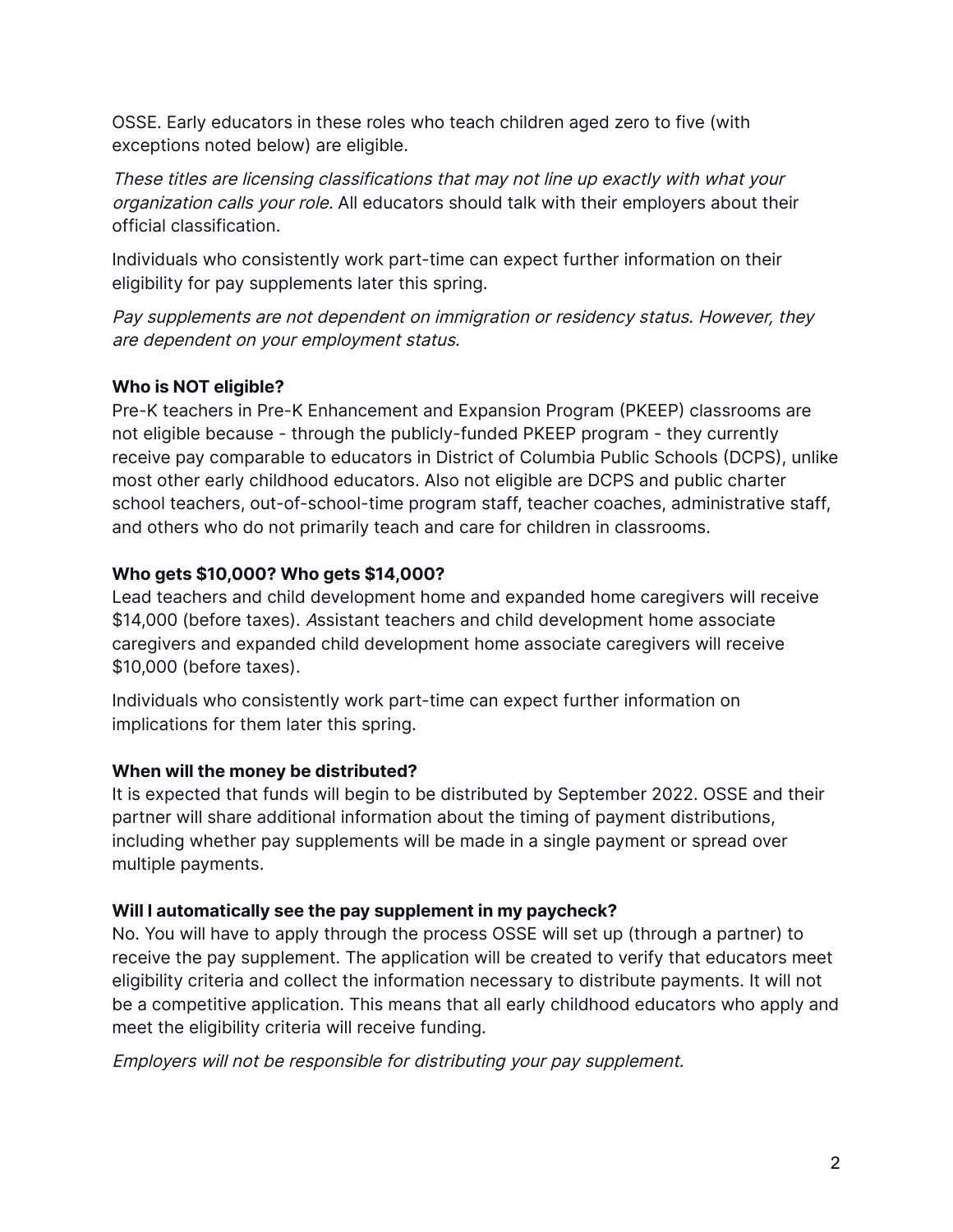OSSE. Early educators in these roles who teach children aged zero to five (with exceptions noted below) are eligible.

*These titles are licensing classifications that may not line up exactly with what your organization calls your role.* All educators should talk with their employers about their official classification.

Individuals who consistently work part-time can expect further information on their eligibility for pay supplements later this spring.

*Pay supplements are not dependent on immigration or residency status. However, they are dependent on your employment status.*

**Who is NOT eligible?**
Pre-K teachers in Pre-K Enhancement and Expansion Program (PKEEP) classrooms are not eligible because - through the publicly-funded PKEEP program - they currently receive pay comparable to educators in District of Columbia Public Schools (DCPS), unlike most other early childhood educators. Also not eligible are DCPS and public charter school teachers, out-of-school-time program staff, teacher coaches, administrative staff, and others who do not primarily teach and care for children in classrooms.

**Who gets $10,000? Who gets $14,000?**
Lead teachers and child development home and expanded home caregivers will receive $14,000 (before taxes). *A*ssistant teachers and child development home associate caregivers and expanded child development home associate caregivers will receive $10,000 (before taxes).

Individuals who consistently work part-time can expect further information on implications for them later this spring.

**When will the money be distributed?**
It is expected that funds will begin to be distributed by September 2022. OSSE and their partner will share additional information about the timing of payment distributions, including whether pay supplements will be made in a single payment or spread over multiple payments.

**Will I automatically see the pay supplement in my paycheck?**
No. You will have to apply through the process OSSE will set up (through a partner) to receive the pay supplement. The application will be created to verify that educators meet eligibility criteria and collect the information necessary to distribute payments. It will not be a competitive application. This means that all early childhood educators who apply and meet the eligibility criteria will receive funding.

*Employers will not be responsible for distributing your pay supplement.*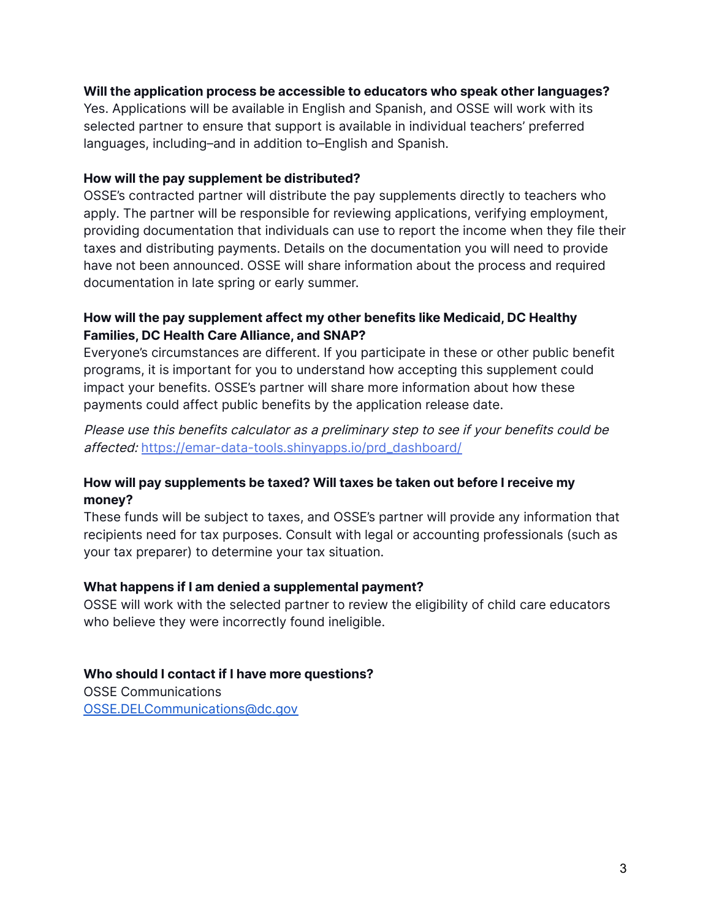**Will the application process be accessible to educators who speak other languages?**
Yes. Applications will be available in English and Spanish, and OSSE will work with its selected partner to ensure that support is available in individual teachers' preferred languages, including–and in addition to–English and Spanish.

**How will the pay supplement be distributed?**
OSSE's contracted partner will distribute the pay supplements directly to teachers who apply. The partner will be responsible for reviewing applications, verifying employment, providing documentation that individuals can use to report the income when they file their taxes and distributing payments. Details on the documentation you will need to provide have not been announced. OSSE will share information about the process and required documentation in late spring or early summer.

**How will the pay supplement affect my other benefits like Medicaid, DC Healthy Families, DC Health Care Alliance, and SNAP?**
Everyone's circumstances are different. If you participate in these or other public benefit programs, it is important for you to understand how accepting this supplement could impact your benefits. OSSE's partner will share more information about how these payments could affect public benefits by the application release date.

*Please use this benefits calculator as a preliminary step to see if your benefits could be affected:* https://emar-data-tools.shinyapps.io/prd_dashboard/

**How will pay supplements be taxed? Will taxes be taken out before I receive my money?**
These funds will be subject to taxes, and OSSE's partner will provide any information that recipients need for tax purposes. Consult with legal or accounting professionals (such as your tax preparer) to determine your tax situation.

**What happens if I am denied a supplemental payment?**
OSSE will work with the selected partner to review the eligibility of child care educators who believe they were incorrectly found ineligible.

**Who should I contact if I have more questions?**
OSSE Communications
OSSE.DELCommunications@dc.gov